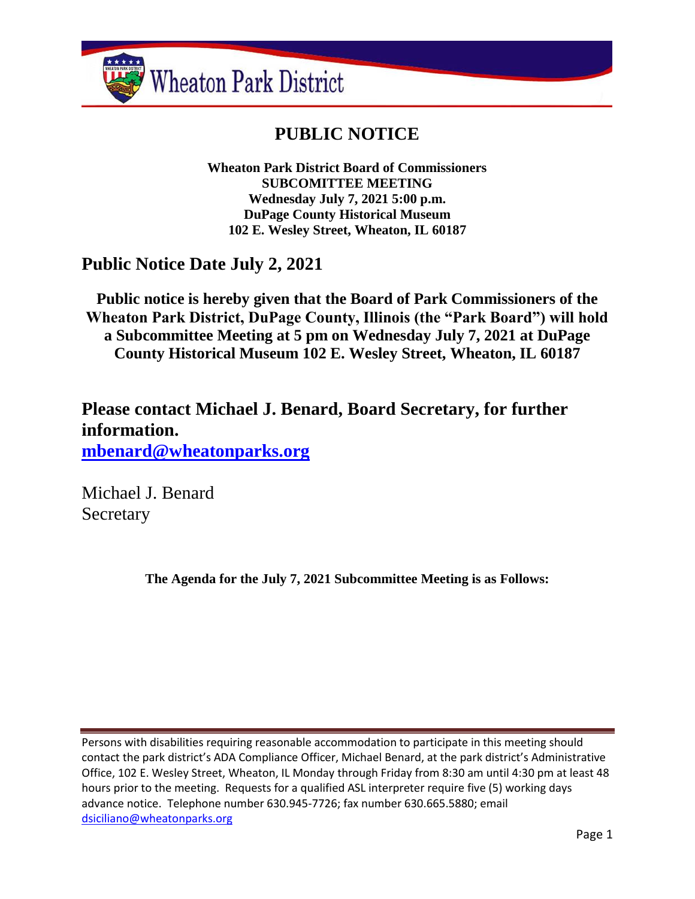Wheaton Park District

# PUBLIC NOTICE

**Wheaton Park District Board of Commissioners**
**SUBCOMITTEE MEETING**
**Wednesday July 7, 2021 5:00 p.m.**
**DuPage County Historical Museum**
**102 E. Wesley Street, Wheaton, IL 60187**

## Public Notice Date July 2, 2021

**Public notice is hereby given that the Board of Park Commissioners of the Wheaton Park District, DuPage County, Illinois (the "Park Board") will hold a Subcommittee Meeting at 5 pm on Wednesday July 7, 2021 at DuPage County Historical Museum 102 E. Wesley Street, Wheaton, IL 60187**

## Please contact Michael J. Benard, Board Secretary, for further information.

**mbenard@wheatonparks.org**

Michael J. Benard
Secretary

**The Agenda for the July 7, 2021 Subcommittee Meeting is as Follows:**

Persons with disabilities requiring reasonable accommodation to participate in this meeting should contact the park district's ADA Compliance Officer, Michael Benard, at the park district's Administrative Office, 102 E. Wesley Street, Wheaton, IL Monday through Friday from 8:30 am until 4:30 pm at least 48 hours prior to the meeting. Requests for a qualified ASL interpreter require five (5) working days advance notice. Telephone number 630.945-7726; fax number 630.665.5880; email dsiciliano@wheatonparks.org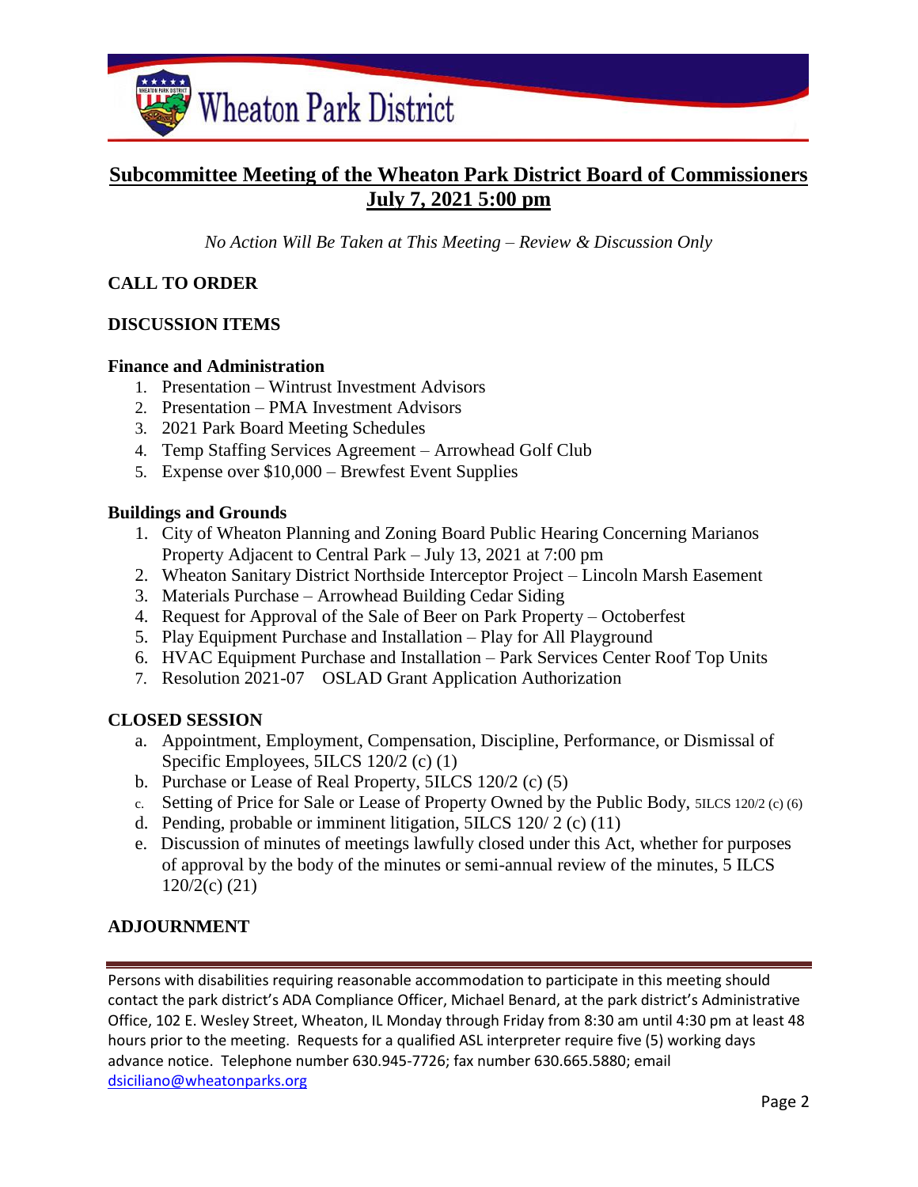Wheaton Park District

## Subcommittee Meeting of the Wheaton Park District Board of Commissioners July 7, 2021 5:00 pm

*No Action Will Be Taken at This Meeting – Review & Discussion Only*

### CALL TO ORDER

### DISCUSSION ITEMS

#### Finance and Administration

1. Presentation – Wintrust Investment Advisors
2. Presentation – PMA Investment Advisors
3. 2021 Park Board Meeting Schedules
4. Temp Staffing Services Agreement – Arrowhead Golf Club
5. Expense over $10,000 – Brewfest Event Supplies

#### Buildings and Grounds

1. City of Wheaton Planning and Zoning Board Public Hearing Concerning Marianos Property Adjacent to Central Park – July 13, 2021 at 7:00 pm
2. Wheaton Sanitary District Northside Interceptor Project – Lincoln Marsh Easement
3. Materials Purchase – Arrowhead Building Cedar Siding
4. Request for Approval of the Sale of Beer on Park Property – Octoberfest
5. Play Equipment Purchase and Installation – Play for All Playground
6. HVAC Equipment Purchase and Installation – Park Services Center Roof Top Units
7. Resolution 2021-07 OSLAD Grant Application Authorization

### CLOSED SESSION

a. Appointment, Employment, Compensation, Discipline, Performance, or Dismissal of Specific Employees, 5ILCS 120/2 (c) (1)
b. Purchase or Lease of Real Property, 5ILCS 120/2 (c) (5)
c. Setting of Price for Sale or Lease of Property Owned by the Public Body, 5ILCS 120/2 (c) (6)
d. Pending, probable or imminent litigation, 5ILCS 120/ 2 (c) (11)
e. Discussion of minutes of meetings lawfully closed under this Act, whether for purposes of approval by the body of the minutes or semi-annual review of the minutes, 5 ILCS 120/2(c) (21)

### ADJOURNMENT

Persons with disabilities requiring reasonable accommodation to participate in this meeting should contact the park district's ADA Compliance Officer, Michael Benard, at the park district's Administrative Office, 102 E. Wesley Street, Wheaton, IL Monday through Friday from 8:30 am until 4:30 pm at least 48 hours prior to the meeting. Requests for a qualified ASL interpreter require five (5) working days advance notice. Telephone number 630.945-7726; fax number 630.665.5880; email dsiciliano@wheatonparks.org